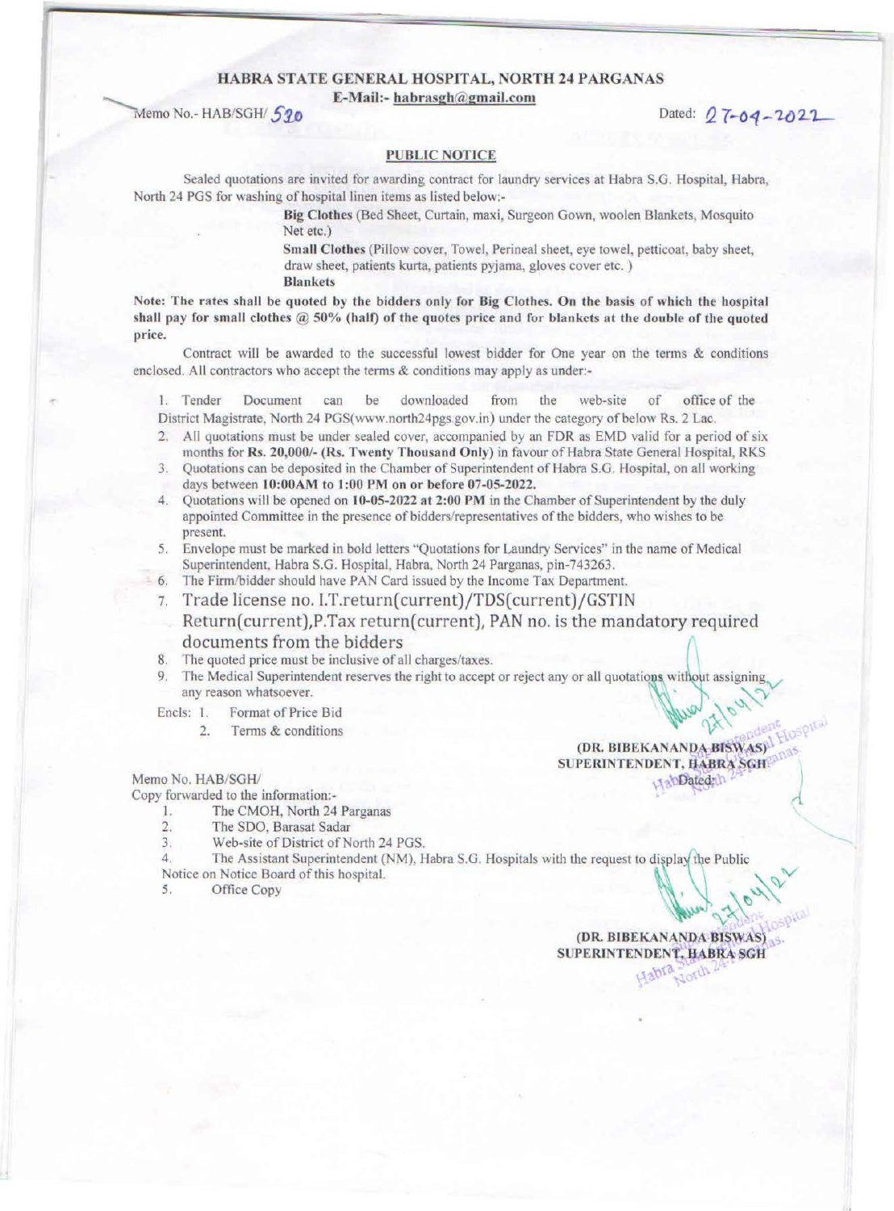# HABRA STATE GENERAL HOSPITAL, NORTH 24 PARGANAS

**E-Mail:- habrasgh@gmail.com**

Memo No.- HAB/SGH/ 530

Dated: 27-04-2022

## PUBLIC NOTICE

Sealed quotations are invited for awarding contract for laundry services at Habra S.G. Hospital, Habra, North 24 PGS for washing of hospital linen items as listed below:-

**Big Clothes** (Bed Sheet, Curtain, maxi, Surgeon Gown, woolen Blankets, Mosquito Net etc.)

**Small Clothes** (Pillow cover, Towel, Perineal sheet, eye towel, petticoat, baby sheet, draw sheet, patients kurta, patients pyjama, gloves cover etc. )

**Blankets**

**Note: The rates shall be quoted by the bidders only for Big Clothes. On the basis of which the hospital shall pay for small clothes @ 50% (half) of the quotes price and for blankets at the double of the quoted price.**

Contract will be awarded to the successful lowest bidder for One year on the terms & conditions enclosed. All contractors who accept the terms & conditions may apply as under:-

1. Tender Document can be downloaded from the web-site of office of the District Magistrate, North 24 PGS(www.north24pgs.gov.in) under the category of below Rs. 2 Lac.
2. All quotations must be under sealed cover, accompanied by an FDR as EMD valid for a period of six months for **Rs. 20,000/- (Rs. Twenty Thousand Only)** in favour of Habra State General Hospital, RKS
3. Quotations can be deposited in the Chamber of Superintendent of Habra S.G. Hospital, on all working days between **10:00AM to 1:00 PM on or before 07-05-2022.**
4. Quotations will be opened on **10-05-2022 at 2:00 PM** in the Chamber of Superintendent by the duly appointed Committee in the presence of bidders/representatives of the bidders, who wishes to be present.
5. Envelope must be marked in bold letters "Quotations for Laundry Services" in the name of Medical Superintendent, Habra S.G. Hospital, Habra, North 24 Parganas, pin-743263.
6. The Firm/bidder should have PAN Card issued by the Income Tax Department.
7. Trade license no. I.T.return(current)/TDS(current)/GSTIN Return(current),P.Tax return(current), PAN no. is the mandatory required documents from the bidders
8. The quoted price must be inclusive of all charges/taxes.
9. The Medical Superintendent reserves the right to accept or reject any or all quotations without assigning any reason whatsoever.

Encls: 1. Format of Price Bid
2. Terms & conditions

27/04/22

**(DR. BIBEKANANDA BISWAS)**
**SUPERINTENDENT, HABRA SGH**

Memo No. HAB/SGH/

Dated:

Copy forwarded to the information:-

1. The CMOH, North 24 Parganas
2. The SDO, Barasat Sadar
3. Web-site of District of North 24 PGS.
4. The Assistant Superintendent (NM), Habra S.G. Hospitals with the request to display the Public Notice on Notice Board of this hospital.
5. Office Copy

27/04/22

**(DR. BIBEKANANDA BISWAS)**
**SUPERINTENDENT, HABRA SGH**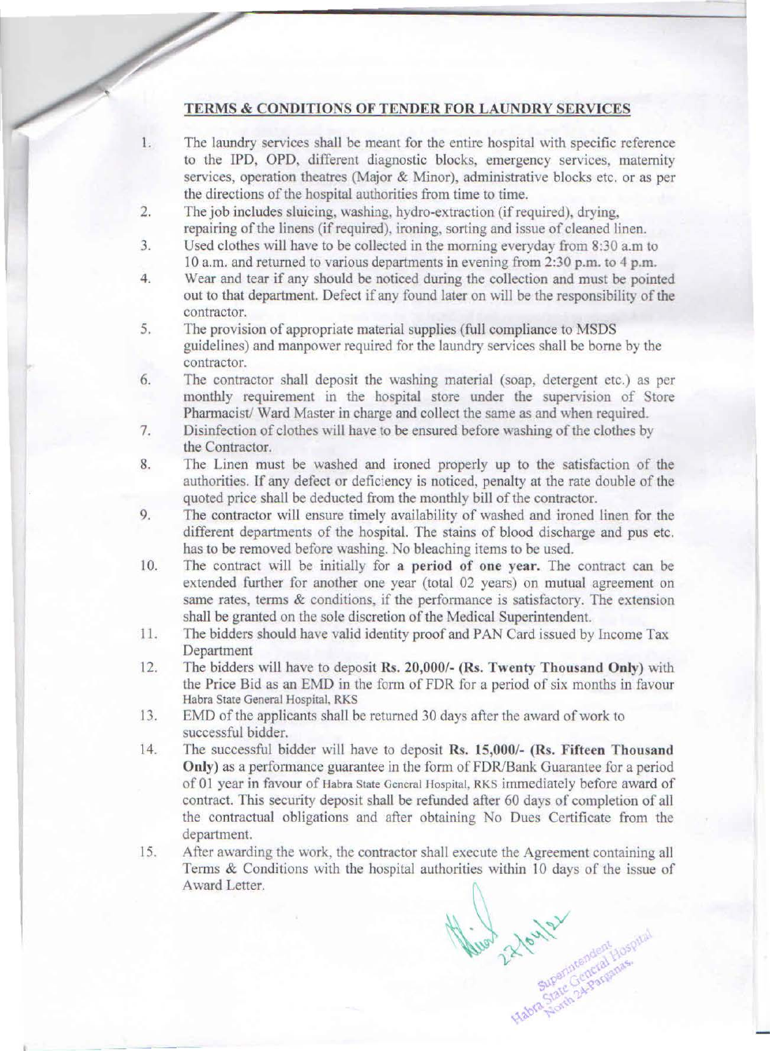## TERMS & CONDITIONS OF TENDER FOR LAUNDRY SERVICES

1. The laundry services shall be meant for the entire hospital with specific reference to the IPD, OPD, different diagnostic blocks, emergency services, maternity services, operation theatres (Major & Minor), administrative blocks etc. or as per the directions of the hospital authorities from time to time.
2. The job includes sluicing, washing, hydro-extraction (if required), drying, repairing of the linens (if required), ironing, sorting and issue of cleaned linen.
3. Used clothes will have to be collected in the morning everyday from 8:30 a.m to 10 a.m. and returned to various departments in evening from 2:30 p.m. to 4 p.m.
4. Wear and tear if any should be noticed during the collection and must be pointed out to that department. Defect if any found later on will be the responsibility of the contractor.
5. The provision of appropriate material supplies (full compliance to MSDS guidelines) and manpower required for the laundry services shall be borne by the contractor.
6. The contractor shall deposit the washing material (soap, detergent etc.) as per monthly requirement in the hospital store under the supervision of Store Pharmacist/ Ward Master in charge and collect the same as and when required.
7. Disinfection of clothes will have to be ensured before washing of the clothes by the Contractor.
8. The Linen must be washed and ironed properly up to the satisfaction of the authorities. If any defect or deficiency is noticed, penalty at the rate double of the quoted price shall be deducted from the monthly bill of the contractor.
9. The contractor will ensure timely availability of washed and ironed linen for the different departments of the hospital. The stains of blood discharge and pus etc. has to be removed before washing. No bleaching items to be used.
10. The contract will be initially for **a period of one year.** The contract can be extended further for another one year (total 02 years) on mutual agreement on same rates, terms & conditions, if the performance is satisfactory. The extension shall be granted on the sole discretion of the Medical Superintendent.
11. The bidders should have valid identity proof and PAN Card issued by Income Tax Department
12. The bidders will have to deposit **Rs. 20,000/- (Rs. Twenty Thousand Only)** with the Price Bid as an EMD in the form of FDR for a period of six months in favour Habra State General Hospital, RKS
13. EMD of the applicants shall be returned 30 days after the award of work to successful bidder.
14. The successful bidder will have to deposit **Rs. 15,000/- (Rs. Fifteen Thousand Only)** as a performance guarantee in the form of FDR/Bank Guarantee for a period of 01 year in favour of Habra State General Hospital, RKS immediately before award of contract. This security deposit shall be refunded after 60 days of completion of all the contractual obligations and after obtaining No Dues Certificate from the department.
15. After awarding the work, the contractor shall execute the Agreement containing all Terms & Conditions with the hospital authorities within 10 days of the issue of Award Letter.

27/04/22

Superintendent
Habra State General Hospital
North 24-Parganas.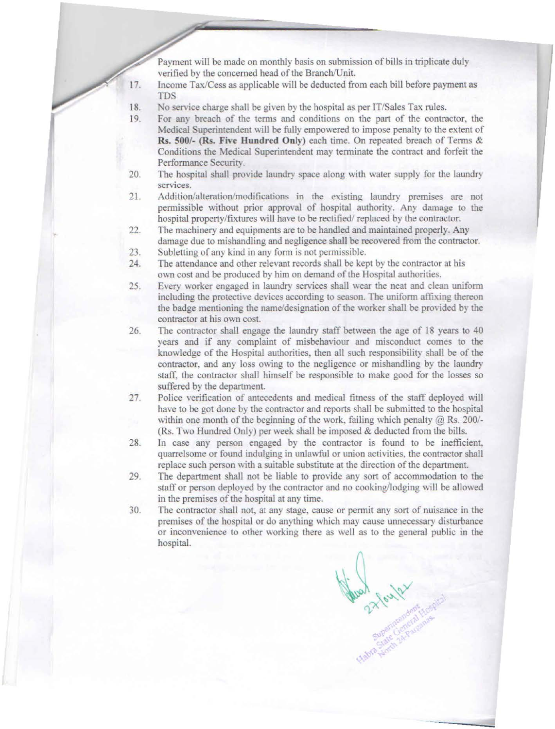Payment will be made on monthly basis on submission of bills in triplicate duly verified by the concerned head of the Branch/Unit.

17. Income Tax/Cess as applicable will be deducted from each bill before payment as TDS
18. No service charge shall be given by the hospital as per IT/Sales Tax rules.
19. For any breach of the terms and conditions on the part of the contractor, the Medical Superintendent will be fully empowered to impose penalty to the extent of **Rs. 500/- (Rs. Five Hundred Only)** each time. On repeated breach of Terms & Conditions the Medical Superintendent may terminate the contract and forfeit the Performance Security.
20. The hospital shall provide laundry space along with water supply for the laundry services.
21. Addition/alteration/modifications in the existing laundry premises are not permissible without prior approval of hospital authority. Any damage to the hospital property/fixtures will have to be rectified/ replaced by the contractor.
22. The machinery and equipments are to be handled and maintained properly. Any damage due to mishandling and negligence shall be recovered from the contractor.
23. Subletting of any kind in any form is not permissible.
24. The attendance and other relevant records shall be kept by the contractor at his own cost and be produced by him on demand of the Hospital authorities.
25. Every worker engaged in laundry services shall wear the neat and clean uniform including the protective devices according to season. The uniform affixing thereon the badge mentioning the name/designation of the worker shall be provided by the contractor at his own cost.
26. The contractor shall engage the laundry staff between the age of 18 years to 40 years and if any complaint of misbehaviour and misconduct comes to the knowledge of the Hospital authorities, then all such responsibility shall be of the contractor, and any loss owing to the negligence or mishandling by the laundry staff, the contractor shall himself be responsible to make good for the losses so suffered by the department.
27. Police verification of antecedents and medical fitness of the staff deployed will have to be got done by the contractor and reports shall be submitted to the hospital within one month of the beginning of the work, failing which penalty @ Rs. 200/- (Rs. Two Hundred Only) per week shall be imposed & deducted from the bills.
28. In case any person engaged by the contractor is found to be inefficient, quarrelsome or found indulging in unlawful or union activities, the contractor shall replace such person with a suitable substitute at the direction of the department.
29. The department shall not be liable to provide any sort of accommodation to the staff or person deployed by the contractor and no cooking/lodging will be allowed in the premises of the hospital at any time.
30. The contractor shall not, at any stage, cause or permit any sort of nuisance in the premises of the hospital or do anything which may cause unnecessary disturbance or inconvenience to other working there as well as to the general public in the hospital.

27/04/22

Superintendent
Habra State General Hospital
North 24-Parganas.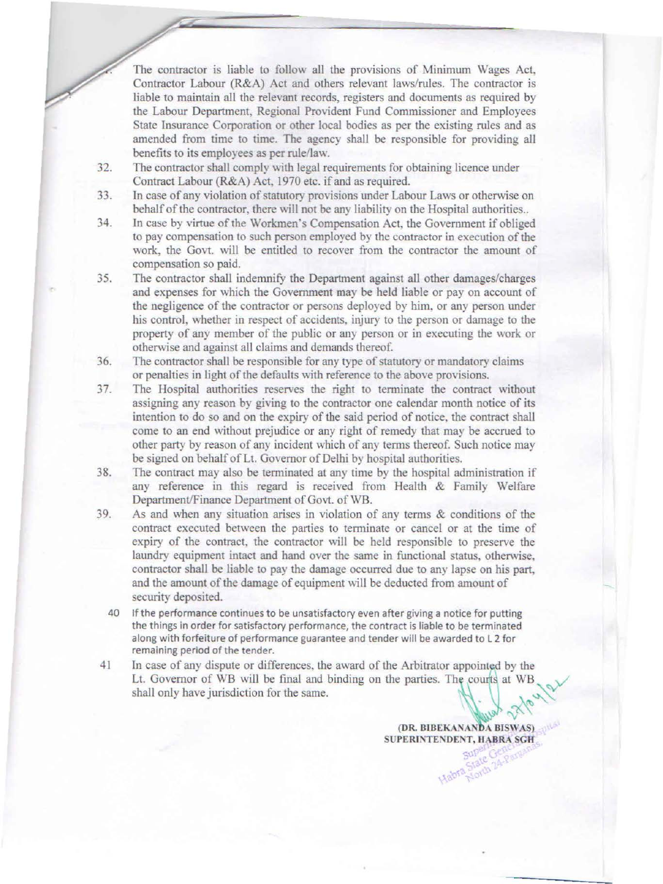31. The contractor is liable to follow all the provisions of Minimum Wages Act, Contractor Labour (R&A) Act and others relevant laws/rules. The contractor is liable to maintain all the relevant records, registers and documents as required by the Labour Department, Regional Provident Fund Commissioner and Employees State Insurance Corporation or other local bodies as per the existing rules and as amended from time to time. The agency shall be responsible for providing all benefits to its employees as per rule/law.
32. The contractor shall comply with legal requirements for obtaining licence under Contract Labour (R&A) Act, 1970 etc. if and as required.
33. In case of any violation of statutory provisions under Labour Laws or otherwise on behalf of the contractor, there will not be any liability on the Hospital authorities..
34. In case by virtue of the Workmen's Compensation Act, the Government if obliged to pay compensation to such person employed by the contractor in execution of the work, the Govt. will be entitled to recover from the contractor the amount of compensation so paid.
35. The contractor shall indemnify the Department against all other damages/charges and expenses for which the Government may be held liable or pay on account of the negligence of the contractor or persons deployed by him, or any person under his control, whether in respect of accidents, injury to the person or damage to the property of any member of the public or any person or in executing the work or otherwise and against all claims and demands thereof.
36. The contractor shall be responsible for any type of statutory or mandatory claims or penalties in light of the defaults with reference to the above provisions.
37. The Hospital authorities reserves the right to terminate the contract without assigning any reason by giving to the contractor one calendar month notice of its intention to do so and on the expiry of the said period of notice, the contract shall come to an end without prejudice or any right of remedy that may be accrued to other party by reason of any incident which of any terms thereof. Such notice may be signed on behalf of Lt. Governor of Delhi by hospital authorities.
38. The contract may also be terminated at any time by the hospital administration if any reference in this regard is received from Health & Family Welfare Department/Finance Department of Govt. of WB.
39. As and when any situation arises in violation of any terms & conditions of the contract executed between the parties to terminate or cancel or at the time of expiry of the contract, the contractor will be held responsible to preserve the laundry equipment intact and hand over the same in functional status, otherwise, contractor shall be liable to pay the damage occurred due to any lapse on his part, and the amount of the damage of equipment will be deducted from amount of security deposited.
40. If the performance continues to be unsatisfactory even after giving a notice for putting the things in order for satisfactory performance, the contract is liable to be terminated along with forfeiture of performance guarantee and tender will be awarded to L 2 for remaining period of the tender.
41. In case of any dispute or differences, the award of the Arbitrator appointed by the Lt. Governor of WB will be final and binding on the parties. The courts at WB shall only have jurisdiction for the same.

27/04/21

**(DR. BIBEKANANDA BISWAS)**
**SUPERINTENDENT, HABRA SGH**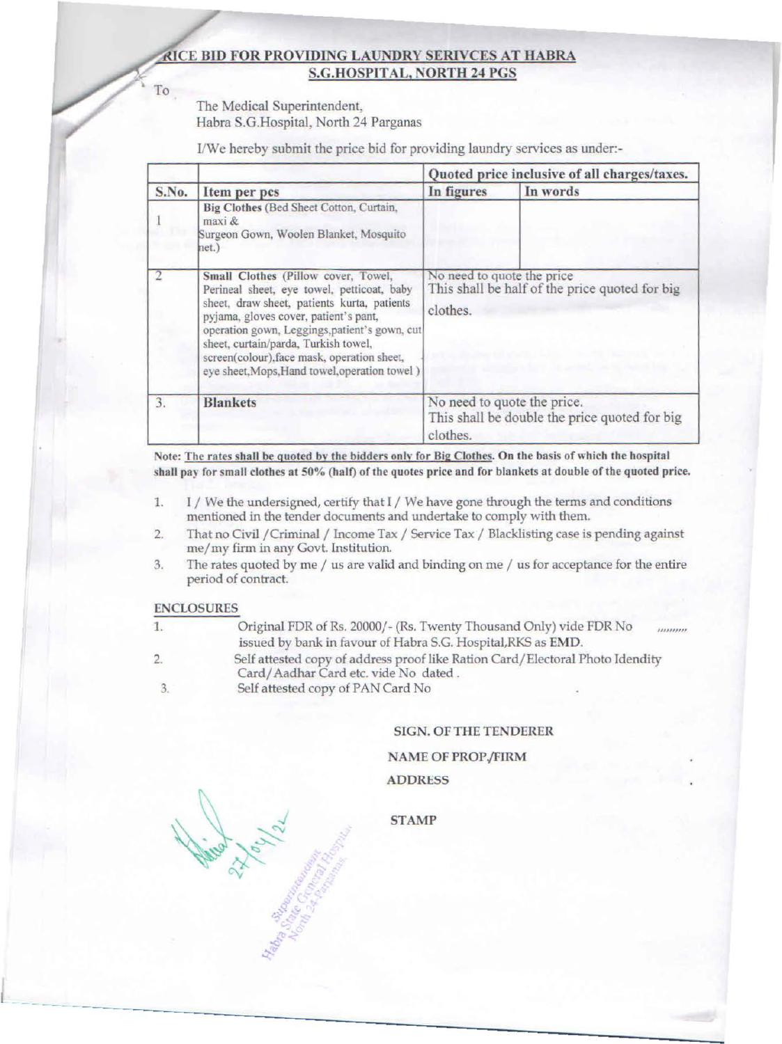## RICE BID FOR PROVIDING LAUNDRY SERIVCES AT HABRA S.G.HOSPITAL, NORTH 24 PGS

To

The Medical Superintendent,
Habra S.G.Hospital, North 24 Parganas

I/We hereby submit the price bid for providing laundry services as under:-

| | | Quoted price inclusive of all charges/taxes. | |
|---|---|---|---|
| **S.No.** | **Item per pcs** | **In figures** | **In words** |
| 1 | **Big Clothes** (Bed Sheet Cotton, Curtain, maxi & Surgeon Gown, Woolen Blanket, Mosquito net.) | | |
| 2 | **Small Clothes** (Pillow cover, Towel, Perineal sheet, eye towel, petticoat, baby sheet, draw sheet, patients kurta, patients pyjama, gloves cover, patient's pant, operation gown, Leggings,patient's gown, cut sheet, curtain/parda, Turkish towel, screen(colour),face mask, operation sheet, eye sheet,Mops,Hand towel,operation towel ) | No need to quote the price This shall be half of the price quoted for big clothes. | |
| 3. | **Blankets** | No need to quote the price. This shall be double the price quoted for big clothes. | |

**Note:** **<u>The rates shall be quoted by the bidders only for Big Clothes</u>. On the basis of which the hospital shall pay for small clothes at 50% (half) of the quotes price and for blankets at double of the quoted price.**

1. I / We the undersigned, certify that I / We have gone through the terms and conditions mentioned in the tender documents and undertake to comply with them.
2. That no Civil /Criminal / Income Tax / Service Tax / Blacklisting case is pending against me/my firm in any Govt. Institution.
3. The rates quoted by me / us are valid and binding on me / us for acceptance for the entire period of contract.

**ENCLOSURES**

1. Original FDR of Rs. 20000/- (Rs. Twenty Thousand Only) vide FDR No ......... issued by bank in favour of Habra S.G. Hospital,RKS as **EMD**.
2. Self attested copy of address proof like Ration Card/Electoral Photo Idendity Card/Aadhar Card etc. vide No dated .
3. Self attested copy of PAN Card No

SIGN. OF THE TENDERER

NAME OF PROP./FIRM

ADDRESS

STAMP

27/04/21

Superintendent
Habra State General Hospital
North 24 Parganas